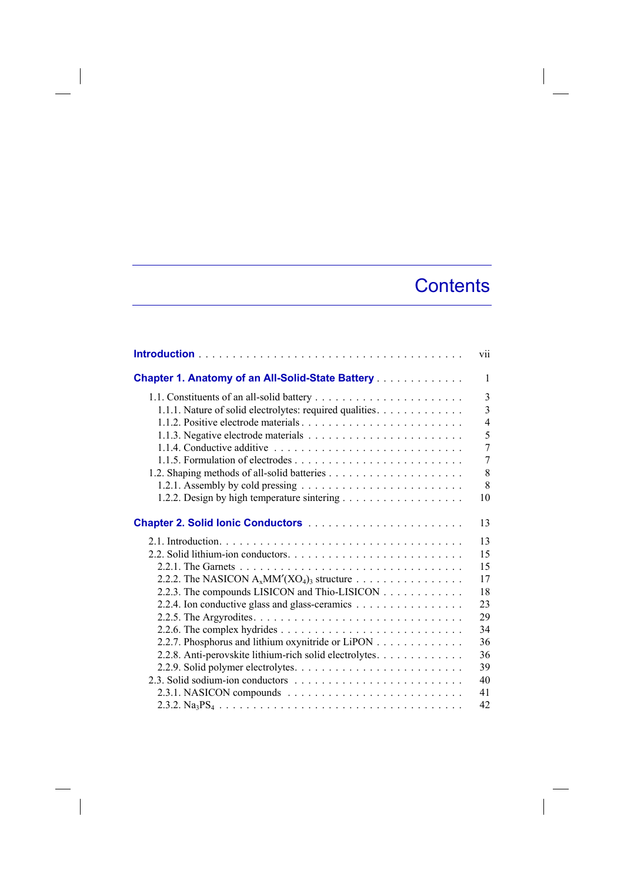# Contents

**Introduction** . . . . . . . . . . . . . . . . . . . . . . . . . . . . . . . . . . . . . . vii

**Chapter 1. Anatomy of an All-Solid-State Battery** . . . . . . . . . . . . . 1

1.1. Constituents of an all-solid battery . . . . . . . . . . . . . . . . . . . . . . 3
  1.1.1. Nature of solid electrolytes: required qualities. . . . . . . . . . . . . 3
  1.1.2. Positive electrode materials . . . . . . . . . . . . . . . . . . . . . . . . 4
  1.1.3. Negative electrode materials . . . . . . . . . . . . . . . . . . . . . . . 5
  1.1.4. Conductive additive . . . . . . . . . . . . . . . . . . . . . . . . . . . . 7
  1.1.5. Formulation of electrodes . . . . . . . . . . . . . . . . . . . . . . . . . 7
1.2. Shaping methods of all-solid batteries . . . . . . . . . . . . . . . . . . . . 8
  1.2.1. Assembly by cold pressing . . . . . . . . . . . . . . . . . . . . . . . . 8
  1.2.2. Design by high temperature sintering . . . . . . . . . . . . . . . . . . 10

**Chapter 2. Solid Ionic Conductors** . . . . . . . . . . . . . . . . . . . . . . . 13

2.1. Introduction. . . . . . . . . . . . . . . . . . . . . . . . . . . . . . . . . . . 13
2.2. Solid lithium-ion conductors. . . . . . . . . . . . . . . . . . . . . . . . . . 15
  2.2.1. The Garnets . . . . . . . . . . . . . . . . . . . . . . . . . . . . . . . . 15
  2.2.2. The NASICON $A_xMM'(XO_4)_3$ structure . . . . . . . . . . . . . . . . 17
  2.2.3. The compounds LISICON and Thio-LISICON . . . . . . . . . . . . . 18
  2.2.4. Ion conductive glass and glass-ceramics . . . . . . . . . . . . . . . . 23
  2.2.5. The Argyrodites. . . . . . . . . . . . . . . . . . . . . . . . . . . . . . 29
  2.2.6. The complex hydrides . . . . . . . . . . . . . . . . . . . . . . . . . . . 34
  2.2.7. Phosphorus and lithium oxynitride or LiPON . . . . . . . . . . . . . 36
  2.2.8. Anti-perovskite lithium-rich solid electrolytes. . . . . . . . . . . . . 36
  2.2.9. Solid polymer electrolytes. . . . . . . . . . . . . . . . . . . . . . . . . 39
2.3. Solid sodium-ion conductors . . . . . . . . . . . . . . . . . . . . . . . . . 40
  2.3.1. NASICON compounds . . . . . . . . . . . . . . . . . . . . . . . . . . 41
  2.3.2. $Na_3PS_4$ . . . . . . . . . . . . . . . . . . . . . . . . . . . . . . . . . . 42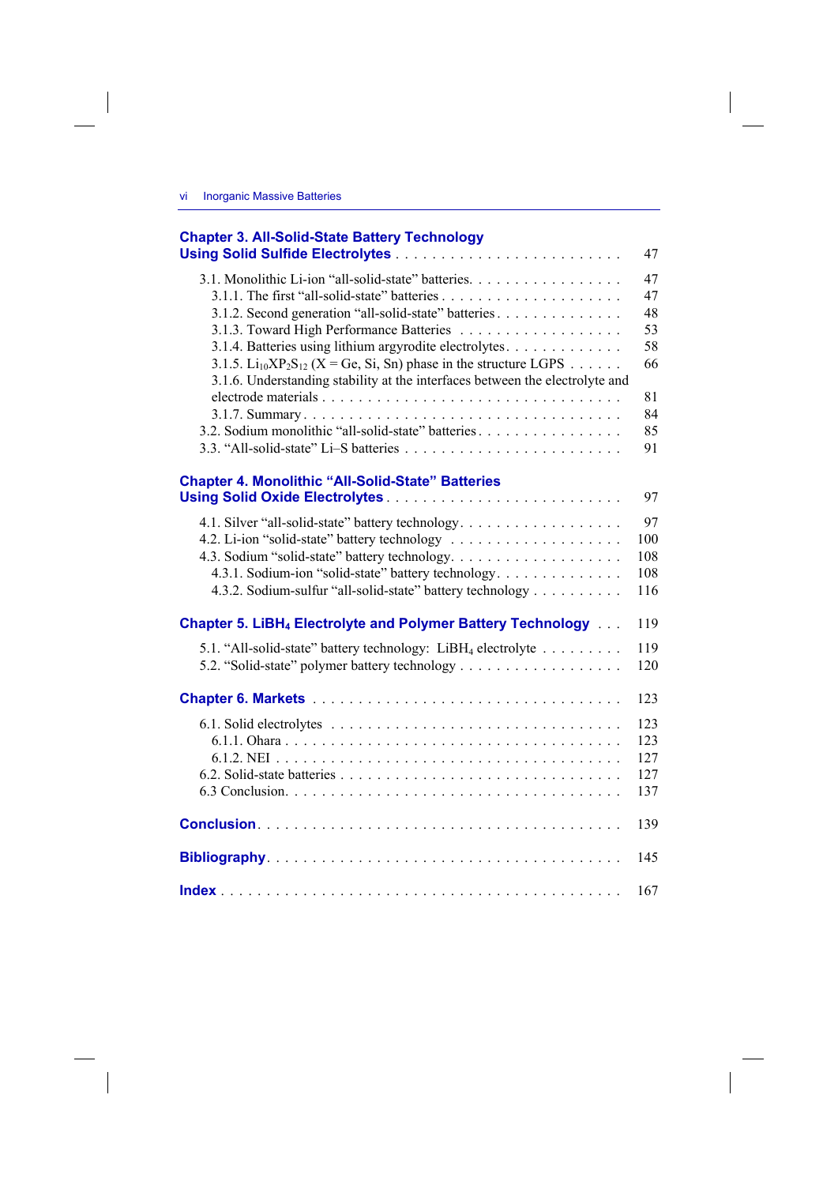**Chapter 3. All-Solid-State Battery Technology Using Solid Sulfide Electrolytes** . . . . . . . . . . 47

3.1. Monolithic Li-ion "all-solid-state" batteries. . . . . . . . . . 47
3.1.1. The first "all-solid-state" batteries . . . . . . . . . . 47
3.1.2. Second generation "all-solid-state" batteries . . . . . . . . . . 48
3.1.3. Toward High Performance Batteries . . . . . . . . . . 53
3.1.4. Batteries using lithium argyrodite electrolytes. . . . . . . . . . 58
3.1.5. $Li_{10}XP_2S_{12}$ (X = Ge, Si, Sn) phase in the structure LGPS . . . . . . 66
3.1.6. Understanding stability at the interfaces between the electrolyte and electrode materials . . . . . . . . . . 81
3.1.7. Summary . . . . . . . . . . 84
3.2. Sodium monolithic "all-solid-state" batteries. . . . . . . . . . 85
3.3. "All-solid-state" Li–S batteries . . . . . . . . . . 91

**Chapter 4. Monolithic "All-Solid-State" Batteries Using Solid Oxide Electrolytes** . . . . . . . . . . 97

4.1. Silver "all-solid-state" battery technology. . . . . . . . . . 97
4.2. Li-ion "solid-state" battery technology . . . . . . . . . . 100
4.3. Sodium "solid-state" battery technology. . . . . . . . . . 108
4.3.1. Sodium-ion "solid-state" battery technology. . . . . . . . . . 108
4.3.2. Sodium-sulfur "all-solid-state" battery technology . . . . . . . . . . 116

**Chapter 5. $LiBH_4$ Electrolyte and Polymer Battery Technology** . . . 119

5.1. "All-solid-state" battery technology: $LiBH_4$ electrolyte . . . . . . . . . 119
5.2. "Solid-state" polymer battery technology . . . . . . . . . . 120

**Chapter 6. Markets** . . . . . . . . . . 123

6.1. Solid electrolytes . . . . . . . . . . 123
6.1.1. Ohara . . . . . . . . . . 123
6.1.2. NEI . . . . . . . . . . 127
6.2. Solid-state batteries . . . . . . . . . . 127
6.3 Conclusion. . . . . . . . . . 137

**Conclusion**. . . . . . . . . . 139

**Bibliography**. . . . . . . . . . 145

**Index** . . . . . . . . . . 167